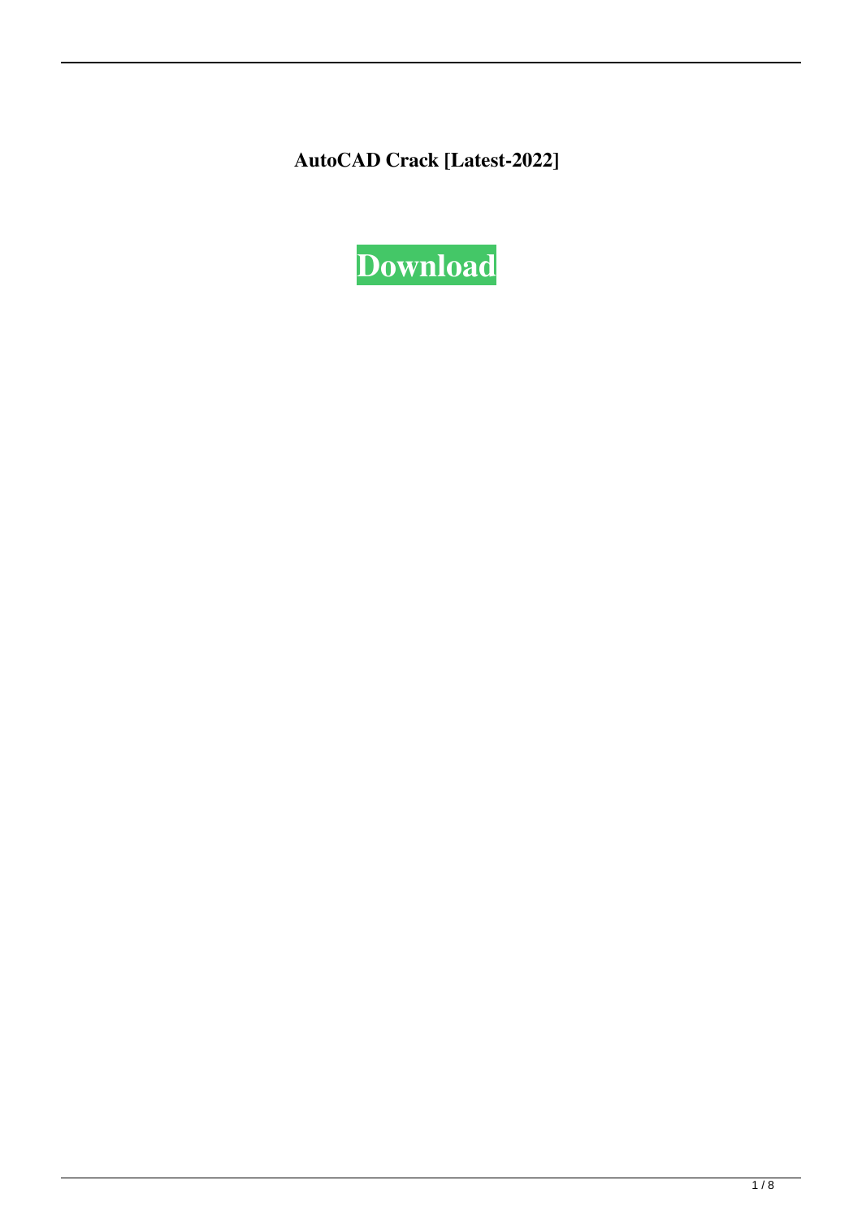**AutoCAD Crack [Latest-2022]**

**Download**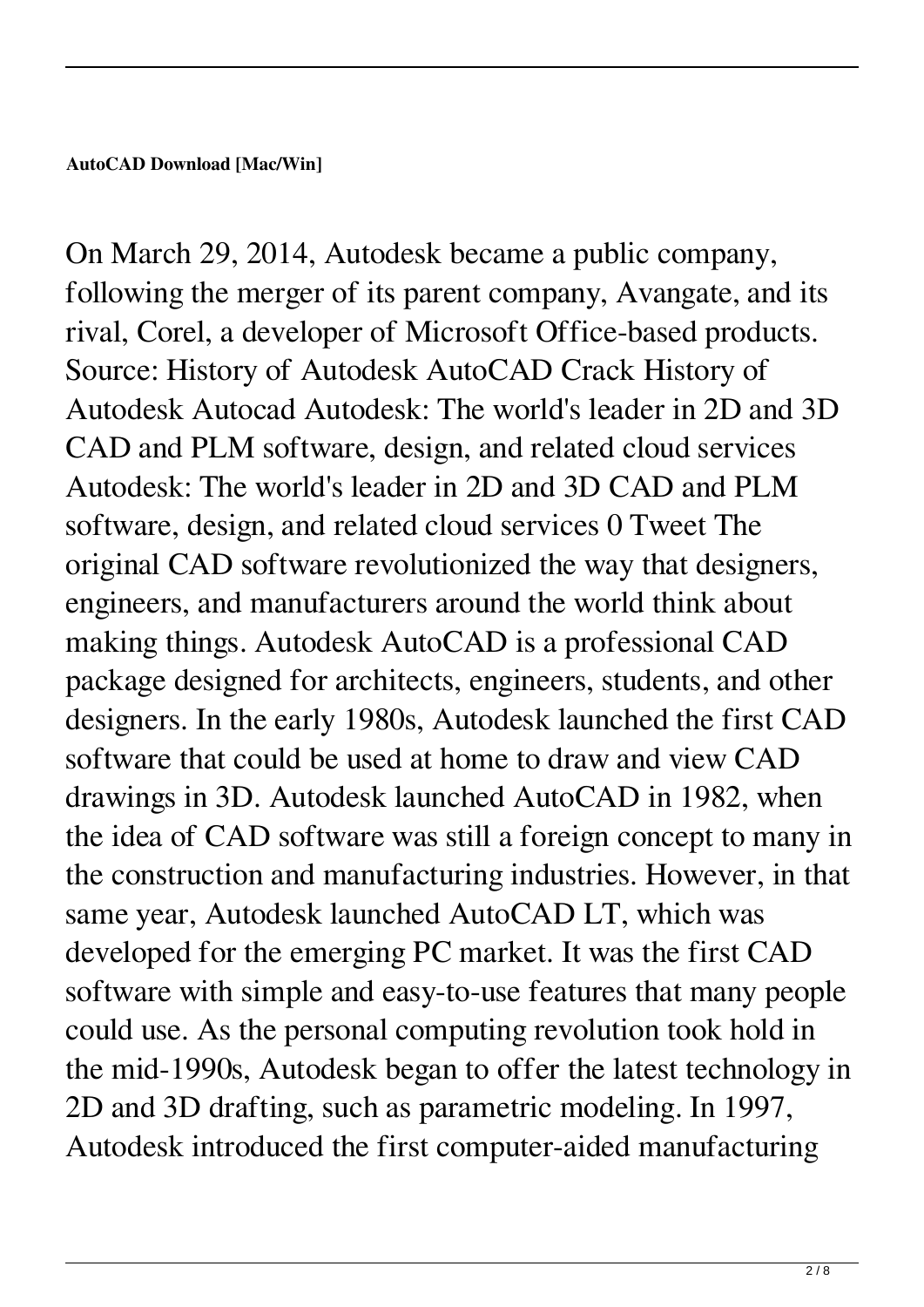**AutoCAD Download [Mac/Win]**

On March 29, 2014, Autodesk became a public company, following the merger of its parent company, Avangate, and its rival, Corel, a developer of Microsoft Office-based products. Source: History of Autodesk AutoCAD Crack History of Autodesk Autocad Autodesk: The world's leader in 2D and 3D CAD and PLM software, design, and related cloud services Autodesk: The world's leader in 2D and 3D CAD and PLM software, design, and related cloud services 0 Tweet The original CAD software revolutionized the way that designers, engineers, and manufacturers around the world think about making things. Autodesk AutoCAD is a professional CAD package designed for architects, engineers, students, and other designers. In the early 1980s, Autodesk launched the first CAD software that could be used at home to draw and view CAD drawings in 3D. Autodesk launched AutoCAD in 1982, when the idea of CAD software was still a foreign concept to many in the construction and manufacturing industries. However, in that same year, Autodesk launched AutoCAD LT, which was developed for the emerging PC market. It was the first CAD software with simple and easy-to-use features that many people could use. As the personal computing revolution took hold in the mid-1990s, Autodesk began to offer the latest technology in 2D and 3D drafting, such as parametric modeling. In 1997, Autodesk introduced the first computer-aided manufacturing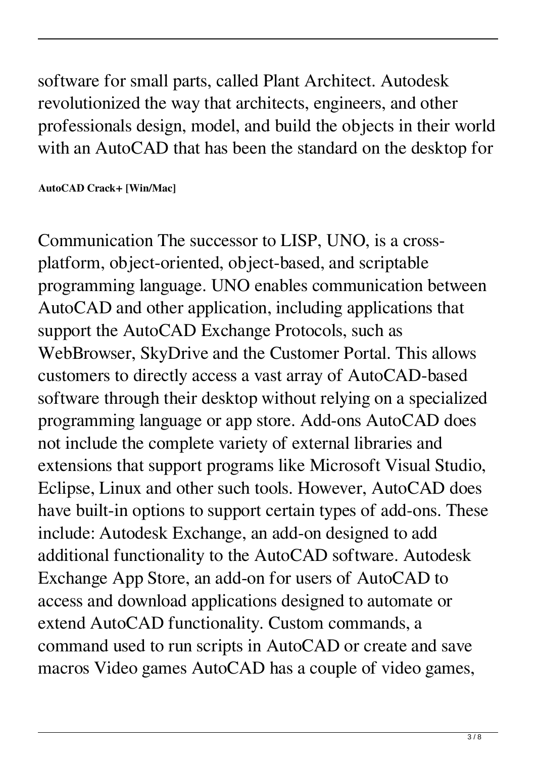software for small parts, called Plant Architect. Autodesk revolutionized the way that architects, engineers, and other professionals design, model, and build the objects in their world with an AutoCAD that has been the standard on the desktop for

**AutoCAD Crack+ [Win/Mac]**

Communication The successor to LISP, UNO, is a cross-platform, object-oriented, object-based, and scriptable programming language. UNO enables communication between AutoCAD and other application, including applications that support the AutoCAD Exchange Protocols, such as WebBrowser, SkyDrive and the Customer Portal. This allows customers to directly access a vast array of AutoCAD-based software through their desktop without relying on a specialized programming language or app store. Add-ons AutoCAD does not include the complete variety of external libraries and extensions that support programs like Microsoft Visual Studio, Eclipse, Linux and other such tools. However, AutoCAD does have built-in options to support certain types of add-ons. These include: Autodesk Exchange, an add-on designed to add additional functionality to the AutoCAD software. Autodesk Exchange App Store, an add-on for users of AutoCAD to access and download applications designed to automate or extend AutoCAD functionality. Custom commands, a command used to run scripts in AutoCAD or create and save macros Video games AutoCAD has a couple of video games,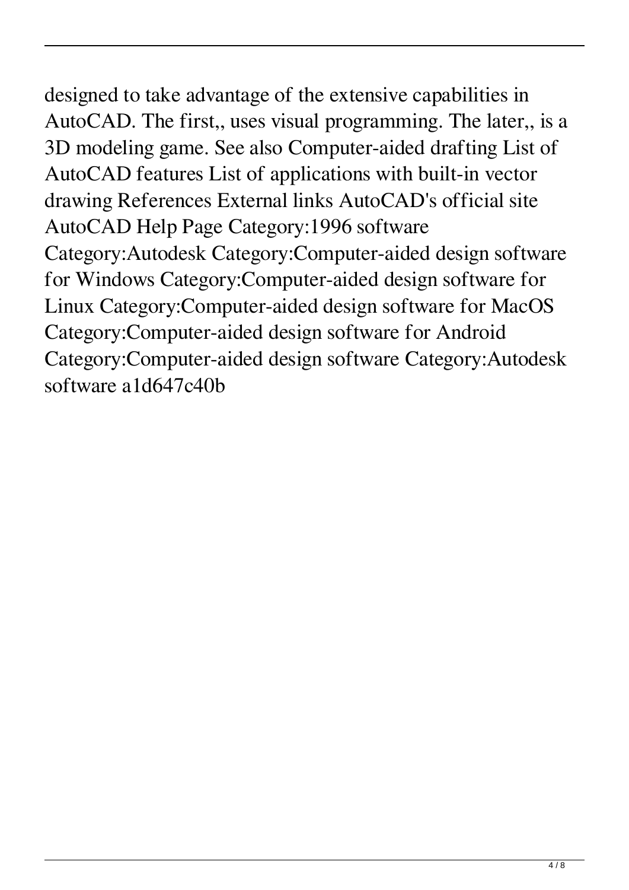designed to take advantage of the extensive capabilities in AutoCAD. The first,, uses visual programming. The later,, is a 3D modeling game. See also Computer-aided drafting List of AutoCAD features List of applications with built-in vector drawing References External links AutoCAD's official site AutoCAD Help Page Category:1996 software Category:Autodesk Category:Computer-aided design software for Windows Category:Computer-aided design software for Linux Category:Computer-aided design software for MacOS Category:Computer-aided design software for Android Category:Computer-aided design software Category:Autodesk software a1d647c40b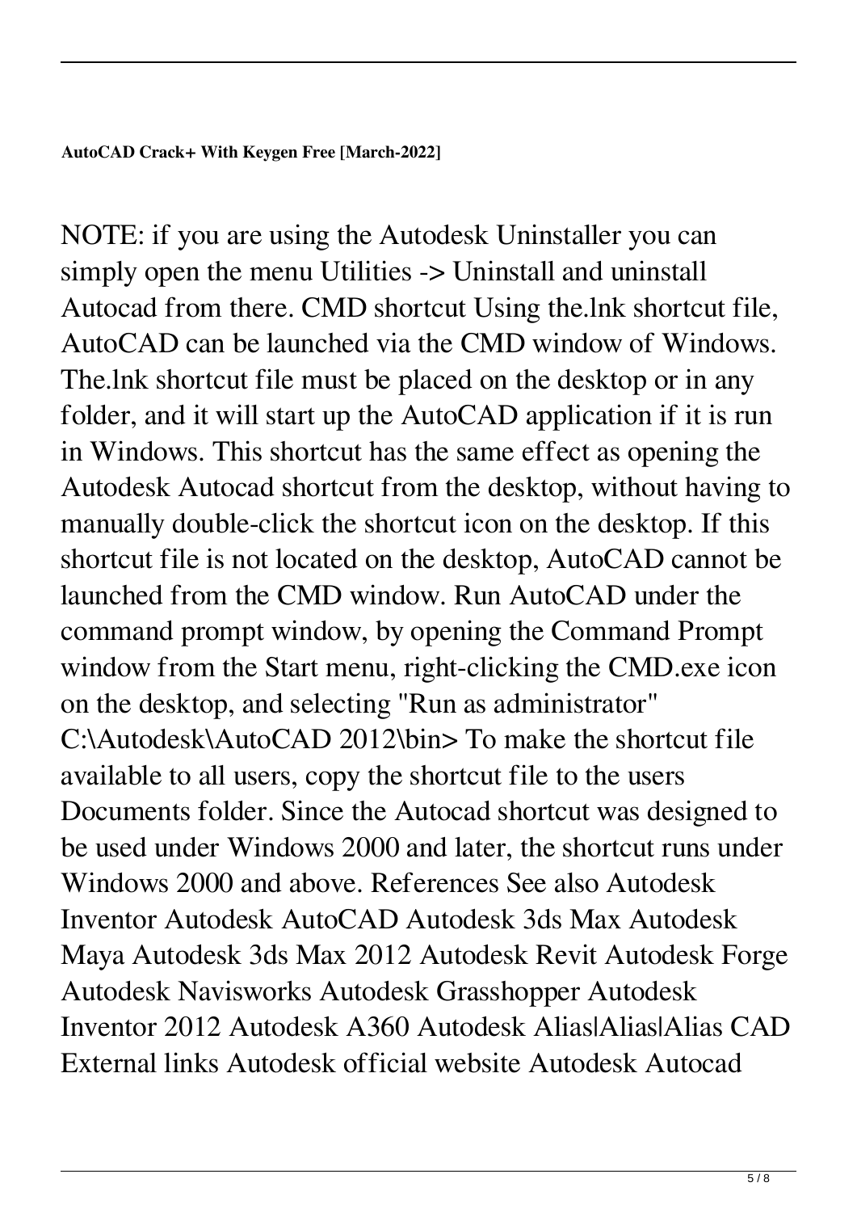**AutoCAD Crack+ With Keygen Free [March-2022]**

NOTE: if you are using the Autodesk Uninstaller you can simply open the menu Utilities -> Uninstall and uninstall Autocad from there. CMD shortcut Using the.lnk shortcut file, AutoCAD can be launched via the CMD window of Windows. The.lnk shortcut file must be placed on the desktop or in any folder, and it will start up the AutoCAD application if it is run in Windows. This shortcut has the same effect as opening the Autodesk Autocad shortcut from the desktop, without having to manually double-click the shortcut icon on the desktop. If this shortcut file is not located on the desktop, AutoCAD cannot be launched from the CMD window. Run AutoCAD under the command prompt window, by opening the Command Prompt window from the Start menu, right-clicking the CMD.exe icon on the desktop, and selecting "Run as administrator" C:\Autodesk\AutoCAD 2012\bin> To make the shortcut file available to all users, copy the shortcut file to the users Documents folder. Since the Autocad shortcut was designed to be used under Windows 2000 and later, the shortcut runs under Windows 2000 and above. References See also Autodesk Inventor Autodesk AutoCAD Autodesk 3ds Max Autodesk Maya Autodesk 3ds Max 2012 Autodesk Revit Autodesk Forge Autodesk Navisworks Autodesk Grasshopper Autodesk Inventor 2012 Autodesk A360 Autodesk Alias|Alias|Alias CAD External links Autodesk official website Autodesk Autocad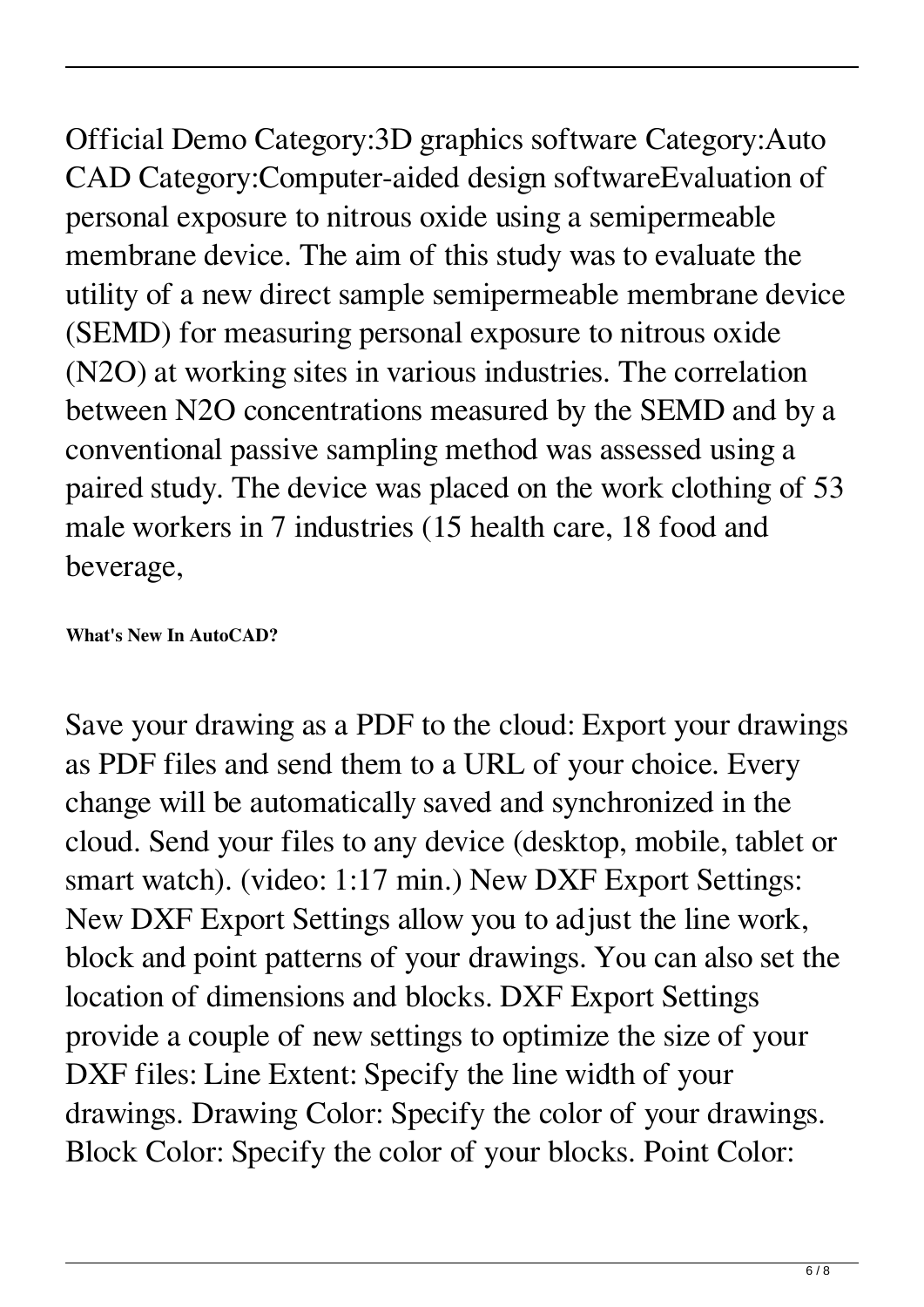Official Demo Category:3D graphics software Category:Auto CAD Category:Computer-aided design softwareEvaluation of personal exposure to nitrous oxide using a semipermeable membrane device. The aim of this study was to evaluate the utility of a new direct sample semipermeable membrane device (SEMD) for measuring personal exposure to nitrous oxide ($N_2O$) at working sites in various industries. The correlation between $N_2O$ concentrations measured by the SEMD and by a conventional passive sampling method was assessed using a paired study. The device was placed on the work clothing of 53 male workers in 7 industries (15 health care, 18 food and beverage,

**What's New In AutoCAD?**

Save your drawing as a PDF to the cloud: Export your drawings as PDF files and send them to a URL of your choice. Every change will be automatically saved and synchronized in the cloud. Send your files to any device (desktop, mobile, tablet or smart watch). (video: 1:17 min.) New DXF Export Settings: New DXF Export Settings allow you to adjust the line work, block and point patterns of your drawings. You can also set the location of dimensions and blocks. DXF Export Settings provide a couple of new settings to optimize the size of your DXF files: Line Extent: Specify the line width of your drawings. Drawing Color: Specify the color of your drawings. Block Color: Specify the color of your blocks. Point Color: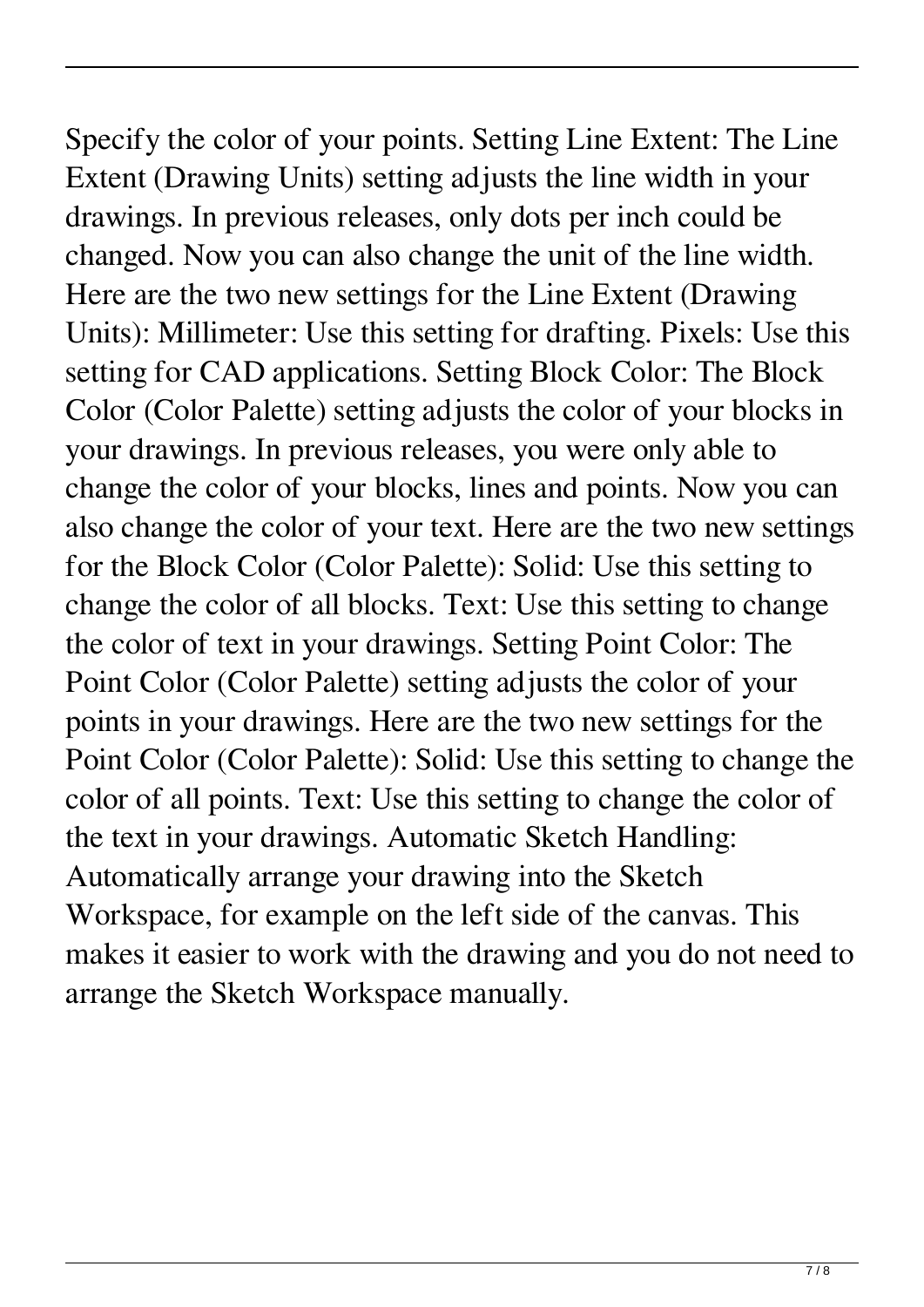Specify the color of your points. Setting Line Extent: The Line Extent (Drawing Units) setting adjusts the line width in your drawings. In previous releases, only dots per inch could be changed. Now you can also change the unit of the line width. Here are the two new settings for the Line Extent (Drawing Units): Millimeter: Use this setting for drafting. Pixels: Use this setting for CAD applications. Setting Block Color: The Block Color (Color Palette) setting adjusts the color of your blocks in your drawings. In previous releases, you were only able to change the color of your blocks, lines and points. Now you can also change the color of your text. Here are the two new settings for the Block Color (Color Palette): Solid: Use this setting to change the color of all blocks. Text: Use this setting to change the color of text in your drawings. Setting Point Color: The Point Color (Color Palette) setting adjusts the color of your points in your drawings. Here are the two new settings for the Point Color (Color Palette): Solid: Use this setting to change the color of all points. Text: Use this setting to change the color of the text in your drawings. Automatic Sketch Handling: Automatically arrange your drawing into the Sketch Workspace, for example on the left side of the canvas. This makes it easier to work with the drawing and you do not need to arrange the Sketch Workspace manually.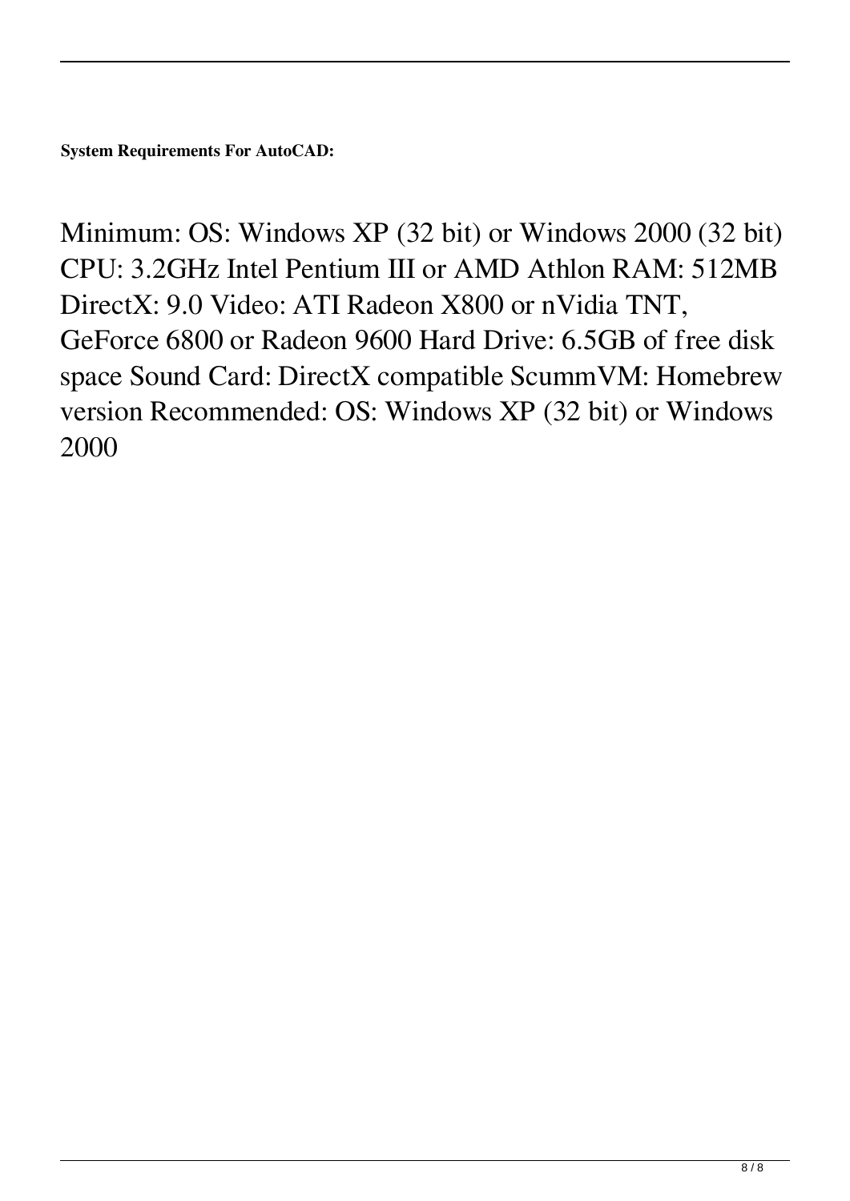**System Requirements For AutoCAD:**

Minimum: OS: Windows XP (32 bit) or Windows 2000 (32 bit) CPU: 3.2GHz Intel Pentium III or AMD Athlon RAM: 512MB DirectX: 9.0 Video: ATI Radeon X800 or nVidia TNT, GeForce 6800 or Radeon 9600 Hard Drive: 6.5GB of free disk space Sound Card: DirectX compatible ScummVM: Homebrew version Recommended: OS: Windows XP (32 bit) or Windows 2000